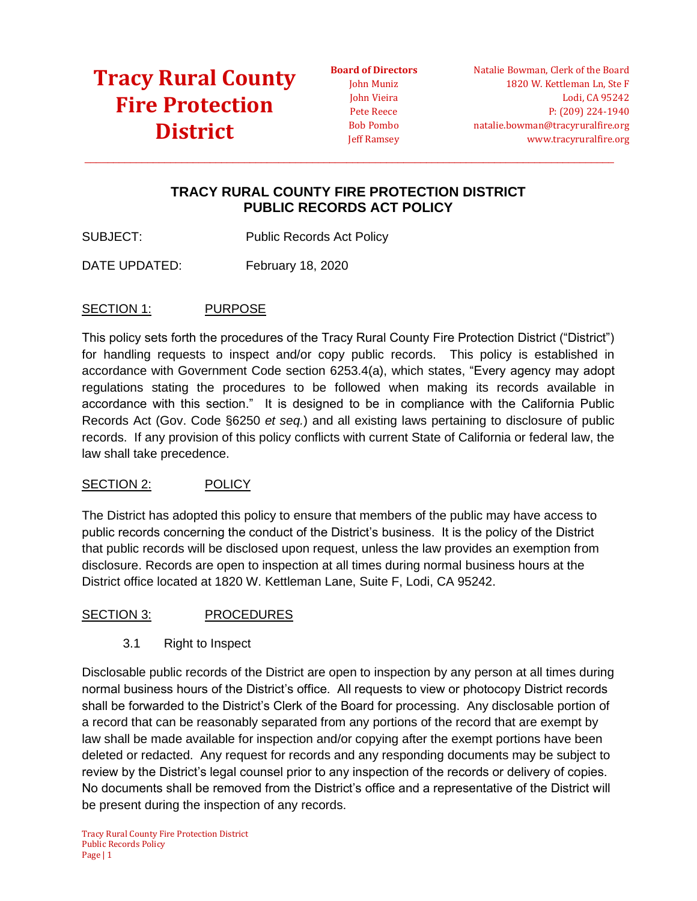# Tracy Rural County Fire Protection District

**Board of Directors**
John Muniz
John Vieira
Pete Reece
Bob Pombo
Jeff Ramsey

Natalie Bowman, Clerk of the Board
1820 W. Kettleman Ln, Ste F
Lodi, CA 95242
P: (209) 224-1940
natalie.bowman@tracyruralfire.org
www.tracyruralfire.org

## TRACY RURAL COUNTY FIRE PROTECTION DISTRICT
## PUBLIC RECORDS ACT POLICY

SUBJECT: Public Records Act Policy

DATE UPDATED: February 18, 2020

### SECTION 1: PURPOSE

This policy sets forth the procedures of the Tracy Rural County Fire Protection District ("District") for handling requests to inspect and/or copy public records. This policy is established in accordance with Government Code section 6253.4(a), which states, "Every agency may adopt regulations stating the procedures to be followed when making its records available in accordance with this section." It is designed to be in compliance with the California Public Records Act (Gov. Code §6250 *et seq.*) and all existing laws pertaining to disclosure of public records. If any provision of this policy conflicts with current State of California or federal law, the law shall take precedence.

### SECTION 2: POLICY

The District has adopted this policy to ensure that members of the public may have access to public records concerning the conduct of the District's business. It is the policy of the District that public records will be disclosed upon request, unless the law provides an exemption from disclosure. Records are open to inspection at all times during normal business hours at the District office located at 1820 W. Kettleman Lane, Suite F, Lodi, CA 95242.

### SECTION 3: PROCEDURES

3.1 Right to Inspect

Disclosable public records of the District are open to inspection by any person at all times during normal business hours of the District's office. All requests to view or photocopy District records shall be forwarded to the District's Clerk of the Board for processing. Any disclosable portion of a record that can be reasonably separated from any portions of the record that are exempt by law shall be made available for inspection and/or copying after the exempt portions have been deleted or redacted. Any request for records and any responding documents may be subject to review by the District's legal counsel prior to any inspection of the records or delivery of copies. No documents shall be removed from the District's office and a representative of the District will be present during the inspection of any records.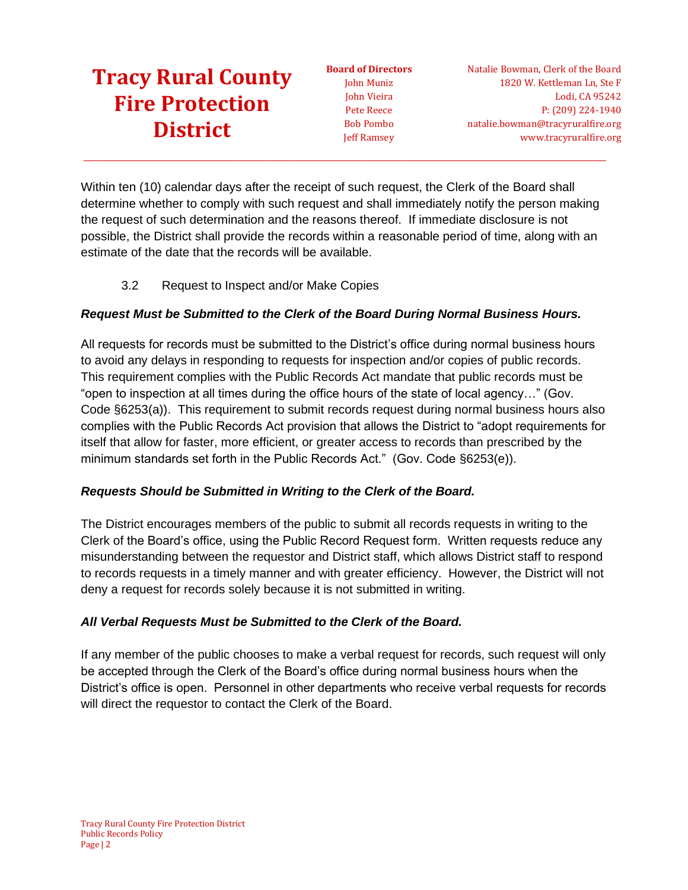Within ten (10) calendar days after the receipt of such request, the Clerk of the Board shall determine whether to comply with such request and shall immediately notify the person making the request of such determination and the reasons thereof. If immediate disclosure is not possible, the District shall provide the records within a reasonable period of time, along with an estimate of the date that the records will be available.

3.2 Request to Inspect and/or Make Copies

***Request Must be Submitted to the Clerk of the Board During Normal Business Hours.***

All requests for records must be submitted to the District's office during normal business hours to avoid any delays in responding to requests for inspection and/or copies of public records. This requirement complies with the Public Records Act mandate that public records must be "open to inspection at all times during the office hours of the state of local agency…" (Gov. Code §6253(a)). This requirement to submit records request during normal business hours also complies with the Public Records Act provision that allows the District to "adopt requirements for itself that allow for faster, more efficient, or greater access to records than prescribed by the minimum standards set forth in the Public Records Act." (Gov. Code §6253(e)).

***Requests Should be Submitted in Writing to the Clerk of the Board.***

The District encourages members of the public to submit all records requests in writing to the Clerk of the Board's office, using the Public Record Request form. Written requests reduce any misunderstanding between the requestor and District staff, which allows District staff to respond to records requests in a timely manner and with greater efficiency. However, the District will not deny a request for records solely because it is not submitted in writing.

***All Verbal Requests Must be Submitted to the Clerk of the Board.***

If any member of the public chooses to make a verbal request for records, such request will only be accepted through the Clerk of the Board's office during normal business hours when the District's office is open. Personnel in other departments who receive verbal requests for records will direct the requestor to contact the Clerk of the Board.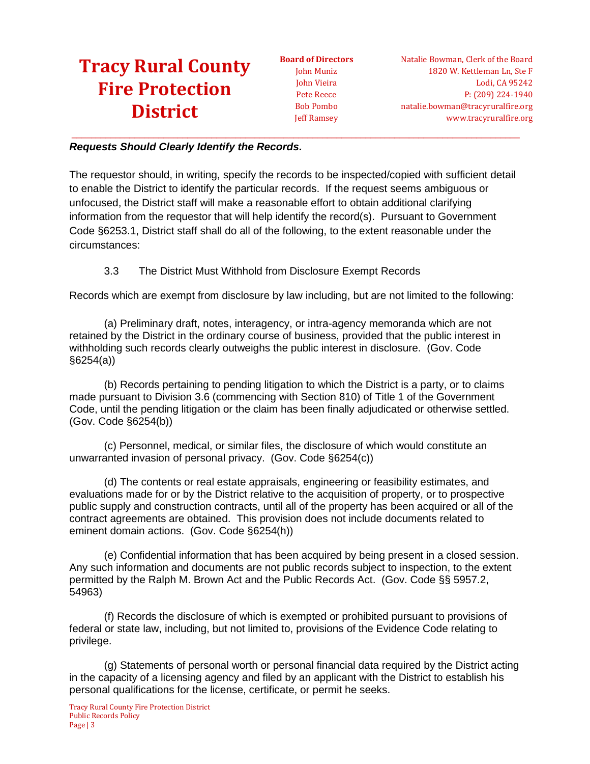***Requests Should Clearly Identify the Records.***

The requestor should, in writing, specify the records to be inspected/copied with sufficient detail to enable the District to identify the particular records. If the request seems ambiguous or unfocused, the District staff will make a reasonable effort to obtain additional clarifying information from the requestor that will help identify the record(s). Pursuant to Government Code §6253.1, District staff shall do all of the following, to the extent reasonable under the circumstances:

3.3 The District Must Withhold from Disclosure Exempt Records

Records which are exempt from disclosure by law including, but are not limited to the following:

(a) Preliminary draft, notes, interagency, or intra-agency memoranda which are not retained by the District in the ordinary course of business, provided that the public interest in withholding such records clearly outweighs the public interest in disclosure. (Gov. Code §6254(a))

(b) Records pertaining to pending litigation to which the District is a party, or to claims made pursuant to Division 3.6 (commencing with Section 810) of Title 1 of the Government Code, until the pending litigation or the claim has been finally adjudicated or otherwise settled. (Gov. Code §6254(b))

(c) Personnel, medical, or similar files, the disclosure of which would constitute an unwarranted invasion of personal privacy. (Gov. Code §6254(c))

(d) The contents or real estate appraisals, engineering or feasibility estimates, and evaluations made for or by the District relative to the acquisition of property, or to prospective public supply and construction contracts, until all of the property has been acquired or all of the contract agreements are obtained. This provision does not include documents related to eminent domain actions. (Gov. Code §6254(h))

(e) Confidential information that has been acquired by being present in a closed session. Any such information and documents are not public records subject to inspection, to the extent permitted by the Ralph M. Brown Act and the Public Records Act. (Gov. Code §§ 5957.2, 54963)

(f) Records the disclosure of which is exempted or prohibited pursuant to provisions of federal or state law, including, but not limited to, provisions of the Evidence Code relating to privilege.

(g) Statements of personal worth or personal financial data required by the District acting in the capacity of a licensing agency and filed by an applicant with the District to establish his personal qualifications for the license, certificate, or permit he seeks.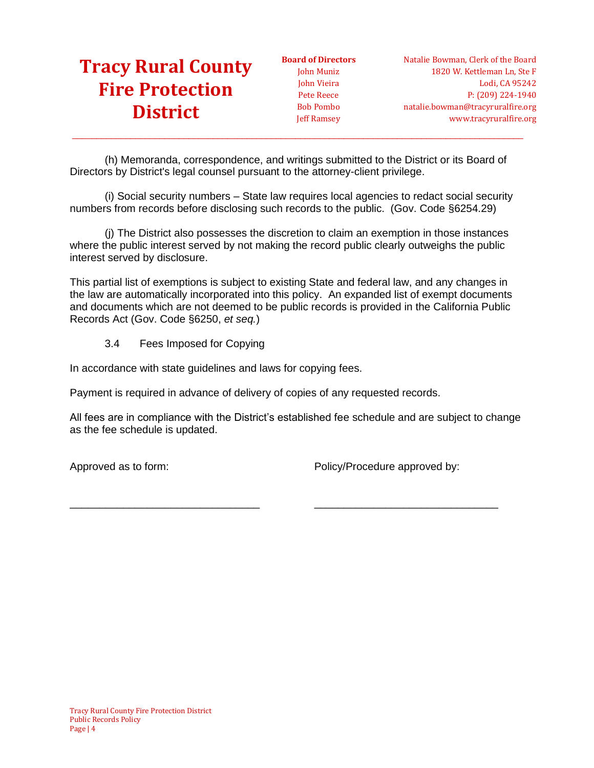(h) Memoranda, correspondence, and writings submitted to the District or its Board of Directors by District's legal counsel pursuant to the attorney-client privilege.

(i) Social security numbers – State law requires local agencies to redact social security numbers from records before disclosing such records to the public. (Gov. Code §6254.29)

(j) The District also possesses the discretion to claim an exemption in those instances where the public interest served by not making the record public clearly outweighs the public interest served by disclosure.

This partial list of exemptions is subject to existing State and federal law, and any changes in the law are automatically incorporated into this policy. An expanded list of exempt documents and documents which are not deemed to be public records is provided in the California Public Records Act (Gov. Code §6250, *et seq.*)

3.4 Fees Imposed for Copying

In accordance with state guidelines and laws for copying fees.

Payment is required in advance of delivery of copies of any requested records.

All fees are in compliance with the District's established fee schedule and are subject to change as the fee schedule is updated.

Approved as to form:

_______________________________

Policy/Procedure approved by:

_______________________________